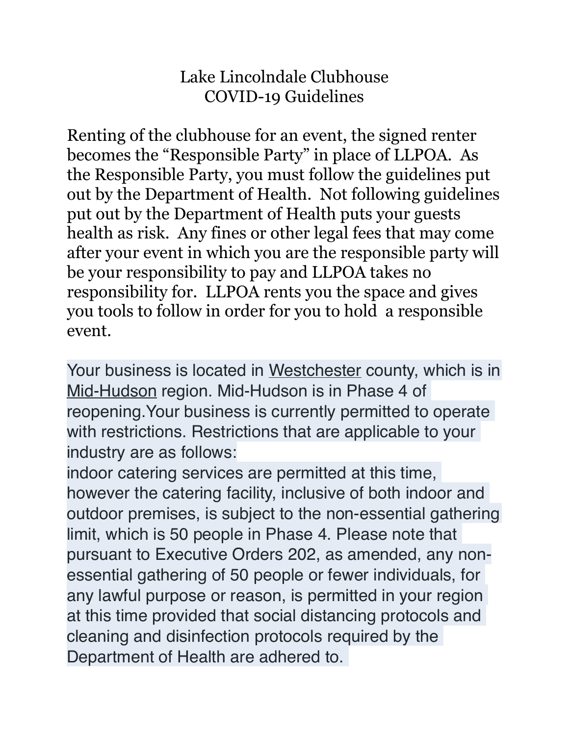# Lake Lincolndale Clubhouse
# COVID-19 Guidelines

Renting of the clubhouse for an event, the signed renter becomes the "Responsible Party" in place of LLPOA. As the Responsible Party, you must follow the guidelines put out by the Department of Health. Not following guidelines put out by the Department of Health puts your guests health as risk. Any fines or other legal fees that may come after your event in which you are the responsible party will be your responsibility to pay and LLPOA takes no responsibility for. LLPOA rents you the space and gives you tools to follow in order for you to hold a responsible event.

Your business is located in Westchester county, which is in Mid-Hudson region. Mid-Hudson is in Phase 4 of reopening.Your business is currently permitted to operate with restrictions. Restrictions that are applicable to your industry are as follows:

indoor catering services are permitted at this time, however the catering facility, inclusive of both indoor and outdoor premises, is subject to the non-essential gathering limit, which is 50 people in Phase 4. Please note that pursuant to Executive Orders 202, as amended, any non-essential gathering of 50 people or fewer individuals, for any lawful purpose or reason, is permitted in your region at this time provided that social distancing protocols and cleaning and disinfection protocols required by the Department of Health are adhered to.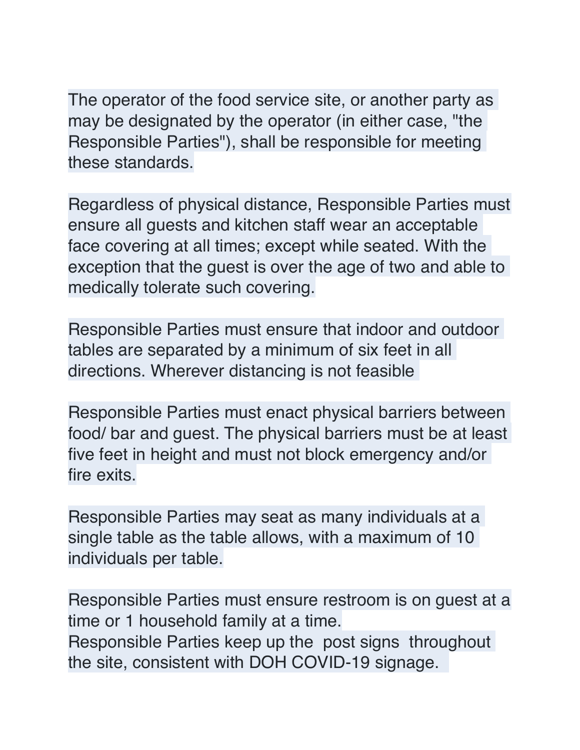The operator of the food service site, or another party as may be designated by the operator (in either case, "the Responsible Parties"), shall be responsible for meeting these standards.

Regardless of physical distance, Responsible Parties must ensure all guests and kitchen staff wear an acceptable face covering at all times; except while seated. With the exception that the guest is over the age of two and able to medically tolerate such covering.

Responsible Parties must ensure that indoor and outdoor tables are separated by a minimum of six feet in all directions. Wherever distancing is not feasible

Responsible Parties must enact physical barriers between food/ bar and guest. The physical barriers must be at least five feet in height and must not block emergency and/or fire exits.

Responsible Parties may seat as many individuals at a single table as the table allows, with a maximum of 10 individuals per table.

Responsible Parties must ensure restroom is on guest at a time or 1 household family at a time.
Responsible Parties keep up the post signs throughout the site, consistent with DOH COVID-19 signage.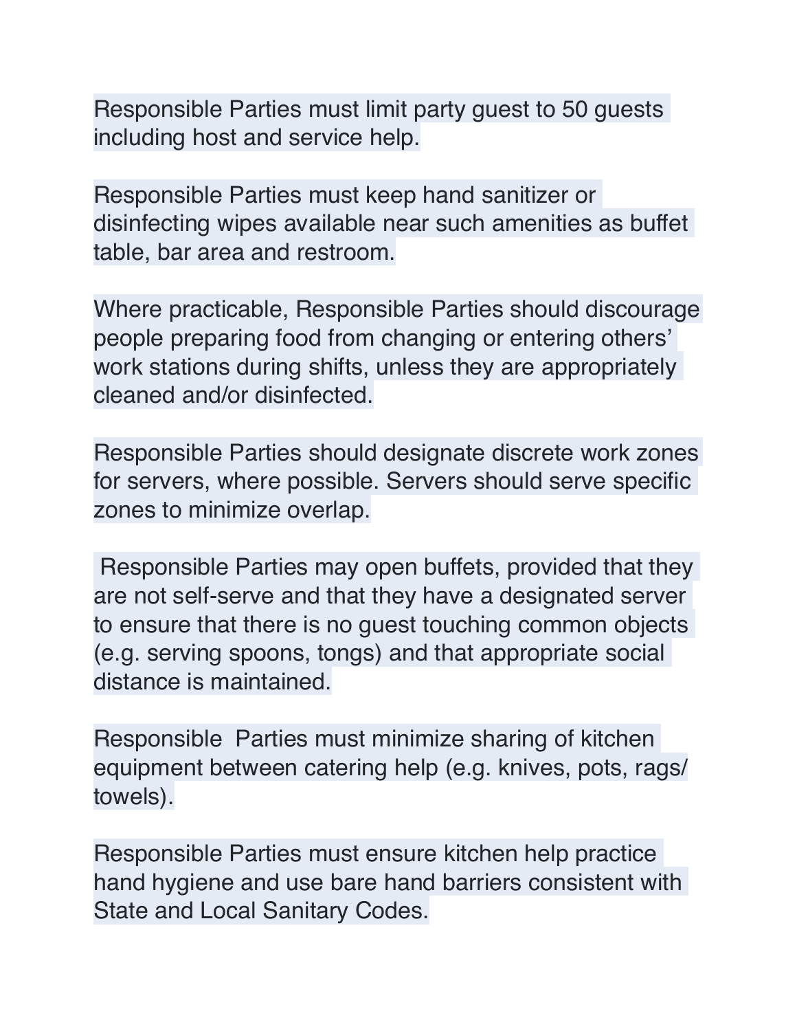Responsible Parties must limit party guest to 50 guests including host and service help.

Responsible Parties must keep hand sanitizer or disinfecting wipes available near such amenities as buffet table, bar area and restroom.

Where practicable, Responsible Parties should discourage people preparing food from changing or entering others' work stations during shifts, unless they are appropriately cleaned and/or disinfected.

Responsible Parties should designate discrete work zones for servers, where possible. Servers should serve specific zones to minimize overlap.

Responsible Parties may open buffets, provided that they are not self-serve and that they have a designated server to ensure that there is no guest touching common objects (e.g. serving spoons, tongs) and that appropriate social distance is maintained.

Responsible Parties must minimize sharing of kitchen equipment between catering help (e.g. knives, pots, rags/towels).

Responsible Parties must ensure kitchen help practice hand hygiene and use bare hand barriers consistent with State and Local Sanitary Codes.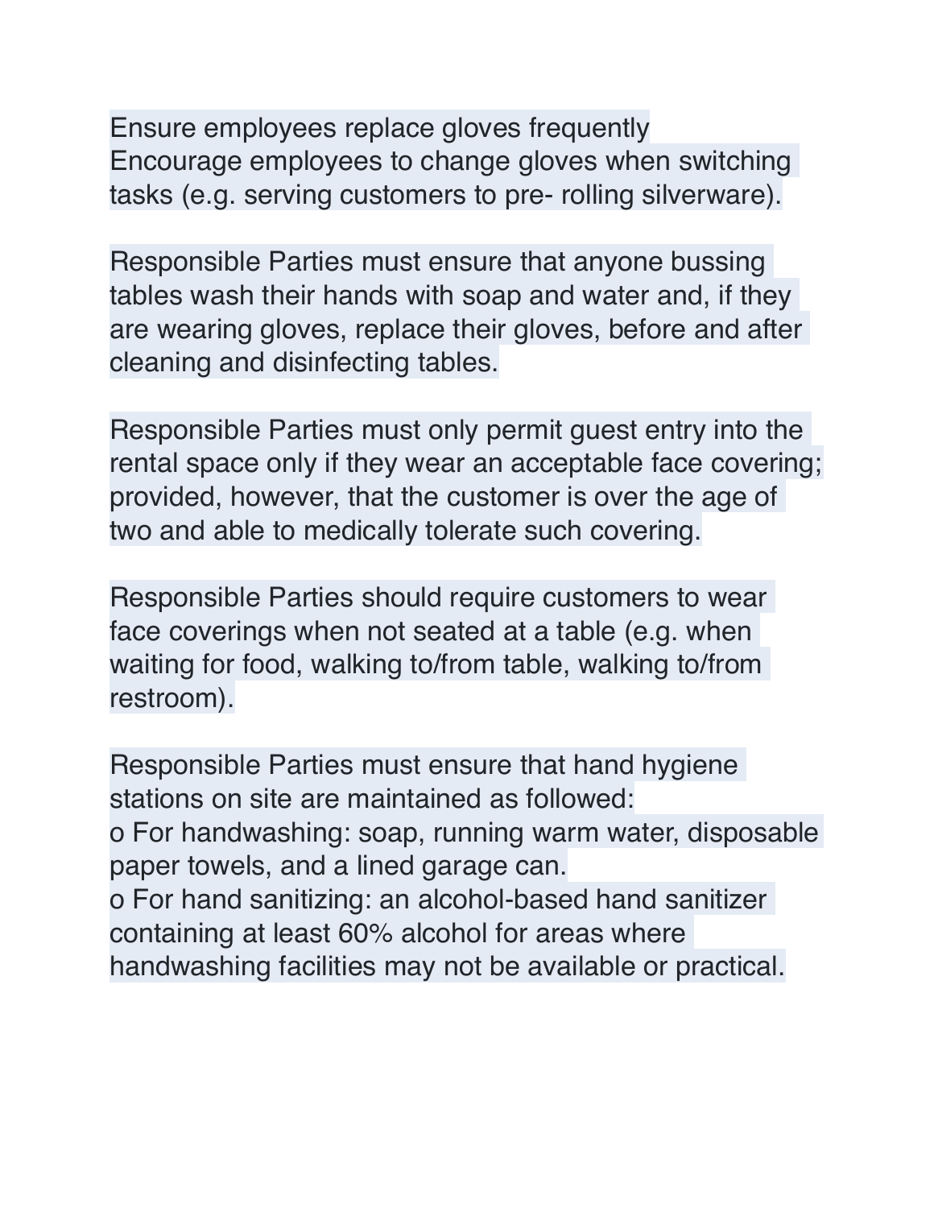Ensure employees replace gloves frequently
Encourage employees to change gloves when switching tasks (e.g. serving customers to pre- rolling silverware).

Responsible Parties must ensure that anyone bussing tables wash their hands with soap and water and, if they are wearing gloves, replace their gloves, before and after cleaning and disinfecting tables.

Responsible Parties must only permit guest entry into the rental space only if they wear an acceptable face covering; provided, however, that the customer is over the age of two and able to medically tolerate such covering.

Responsible Parties should require customers to wear face coverings when not seated at a table (e.g. when waiting for food, walking to/from table, walking to/from restroom).

Responsible Parties must ensure that hand hygiene stations on site are maintained as followed:

- For handwashing: soap, running warm water, disposable paper towels, and a lined garage can.
- For hand sanitizing: an alcohol-based hand sanitizer containing at least 60% alcohol for areas where handwashing facilities may not be available or practical.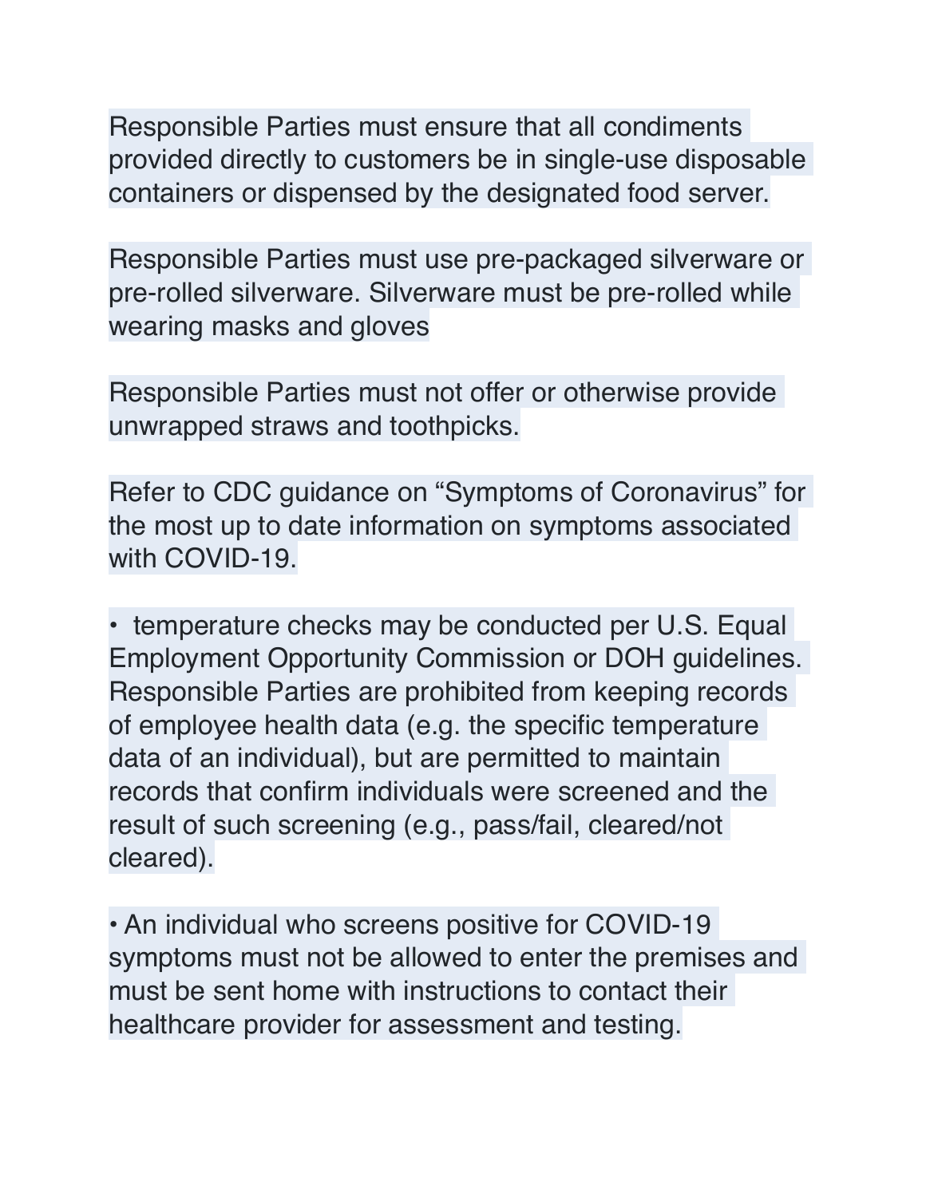Responsible Parties must ensure that all condiments provided directly to customers be in single-use disposable containers or dispensed by the designated food server.

Responsible Parties must use pre-packaged silverware or pre-rolled silverware. Silverware must be pre-rolled while wearing masks and gloves

Responsible Parties must not offer or otherwise provide unwrapped straws and toothpicks.

Refer to CDC guidance on “Symptoms of Coronavirus” for the most up to date information on symptoms associated with COVID-19.

- temperature checks may be conducted per U.S. Equal Employment Opportunity Commission or DOH guidelines. Responsible Parties are prohibited from keeping records of employee health data (e.g. the specific temperature data of an individual), but are permitted to maintain records that confirm individuals were screened and the result of such screening (e.g., pass/fail, cleared/not cleared).

- An individual who screens positive for COVID-19 symptoms must not be allowed to enter the premises and must be sent home with instructions to contact their healthcare provider for assessment and testing.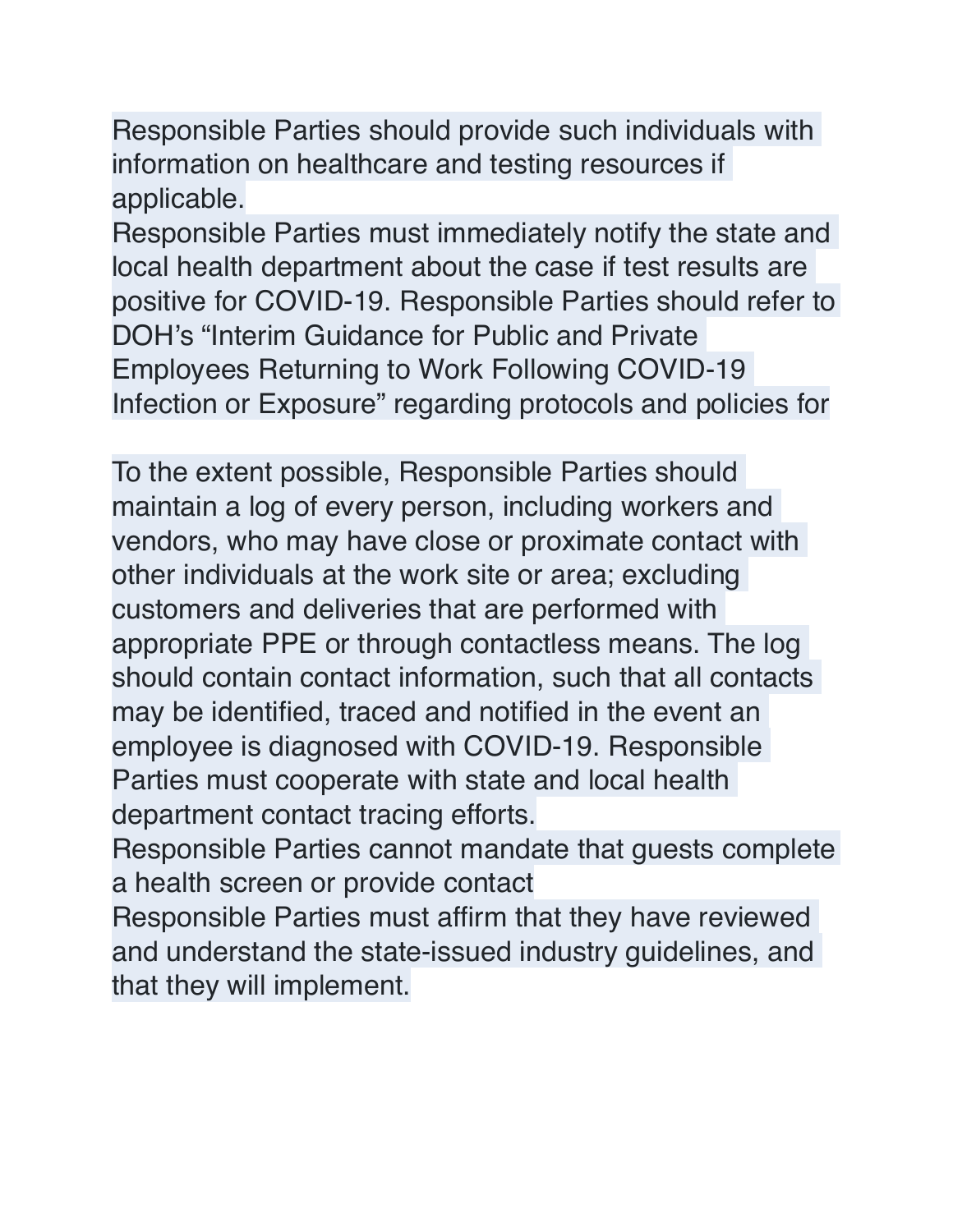Responsible Parties should provide such individuals with information on healthcare and testing resources if applicable.

Responsible Parties must immediately notify the state and local health department about the case if test results are positive for COVID-19. Responsible Parties should refer to DOH's "Interim Guidance for Public and Private Employees Returning to Work Following COVID-19 Infection or Exposure" regarding protocols and policies for

To the extent possible, Responsible Parties should maintain a log of every person, including workers and vendors, who may have close or proximate contact with other individuals at the work site or area; excluding customers and deliveries that are performed with appropriate PPE or through contactless means. The log should contain contact information, such that all contacts may be identified, traced and notified in the event an employee is diagnosed with COVID-19. Responsible Parties must cooperate with state and local health department contact tracing efforts.

Responsible Parties cannot mandate that guests complete a health screen or provide contact

Responsible Parties must affirm that they have reviewed and understand the state-issued industry guidelines, and that they will implement.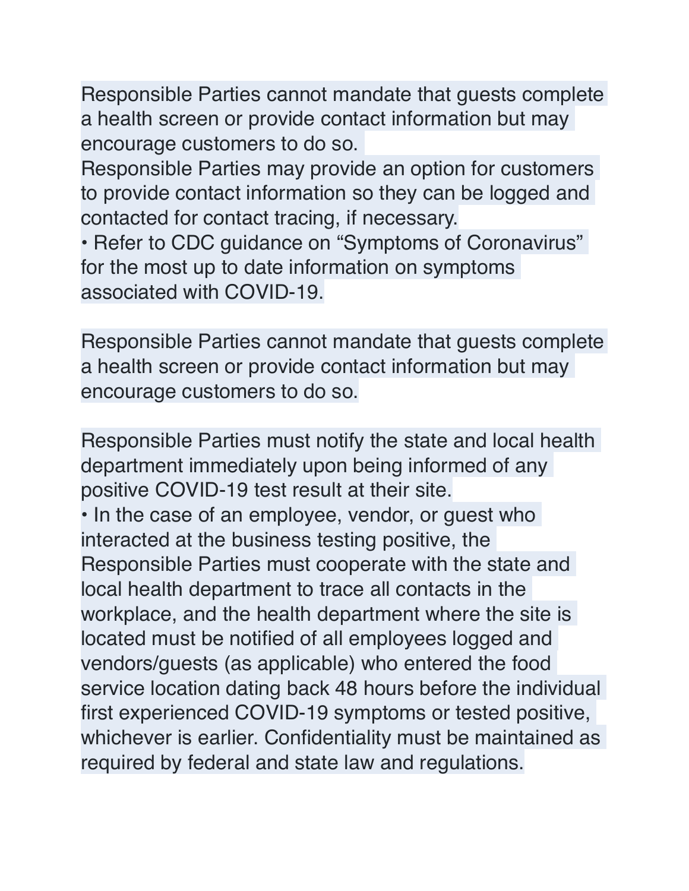Responsible Parties cannot mandate that guests complete a health screen or provide contact information but may encourage customers to do so.
Responsible Parties may provide an option for customers to provide contact information so they can be logged and contacted for contact tracing, if necessary.
• Refer to CDC guidance on “Symptoms of Coronavirus” for the most up to date information on symptoms associated with COVID-19.

Responsible Parties cannot mandate that guests complete a health screen or provide contact information but may encourage customers to do so.

Responsible Parties must notify the state and local health department immediately upon being informed of any positive COVID-19 test result at their site.
• In the case of an employee, vendor, or guest who interacted at the business testing positive, the Responsible Parties must cooperate with the state and local health department to trace all contacts in the workplace, and the health department where the site is located must be notified of all employees logged and vendors/guests (as applicable) who entered the food service location dating back 48 hours before the individual first experienced COVID-19 symptoms or tested positive, whichever is earlier. Confidentiality must be maintained as required by federal and state law and regulations.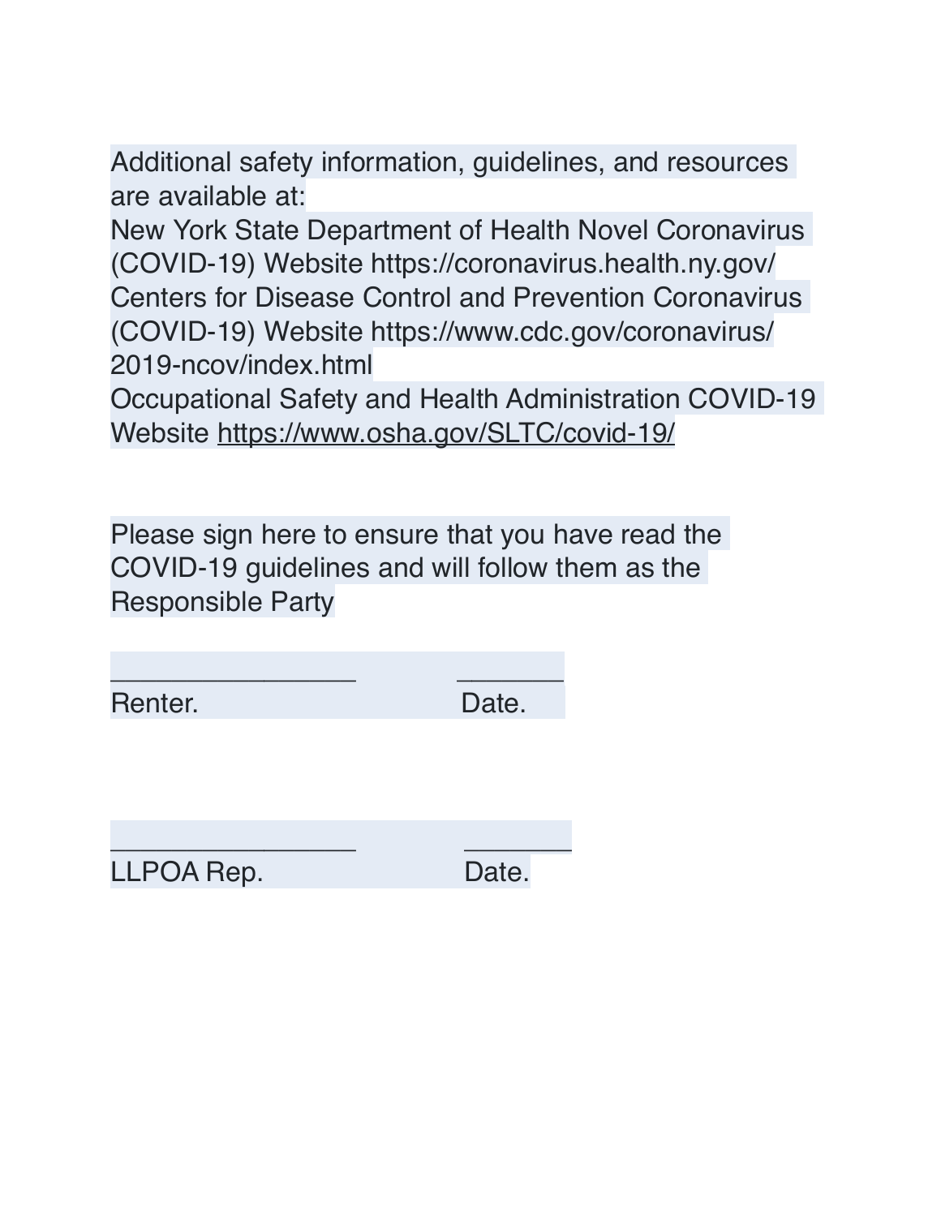Additional safety information, guidelines, and resources are available at:

New York State Department of Health Novel Coronavirus (COVID-19) Website https://coronavirus.health.ny.gov/

Centers for Disease Control and Prevention Coronavirus (COVID-19) Website https://www.cdc.gov/coronavirus/2019-ncov/index.html

Occupational Safety and Health Administration COVID-19 Website https://www.osha.gov/SLTC/covid-19/

Please sign here to ensure that you have read the COVID-19 guidelines and will follow them as the Responsible Party

________________ ________

Renter. Date.

________________ ________

LLPOA Rep. Date.